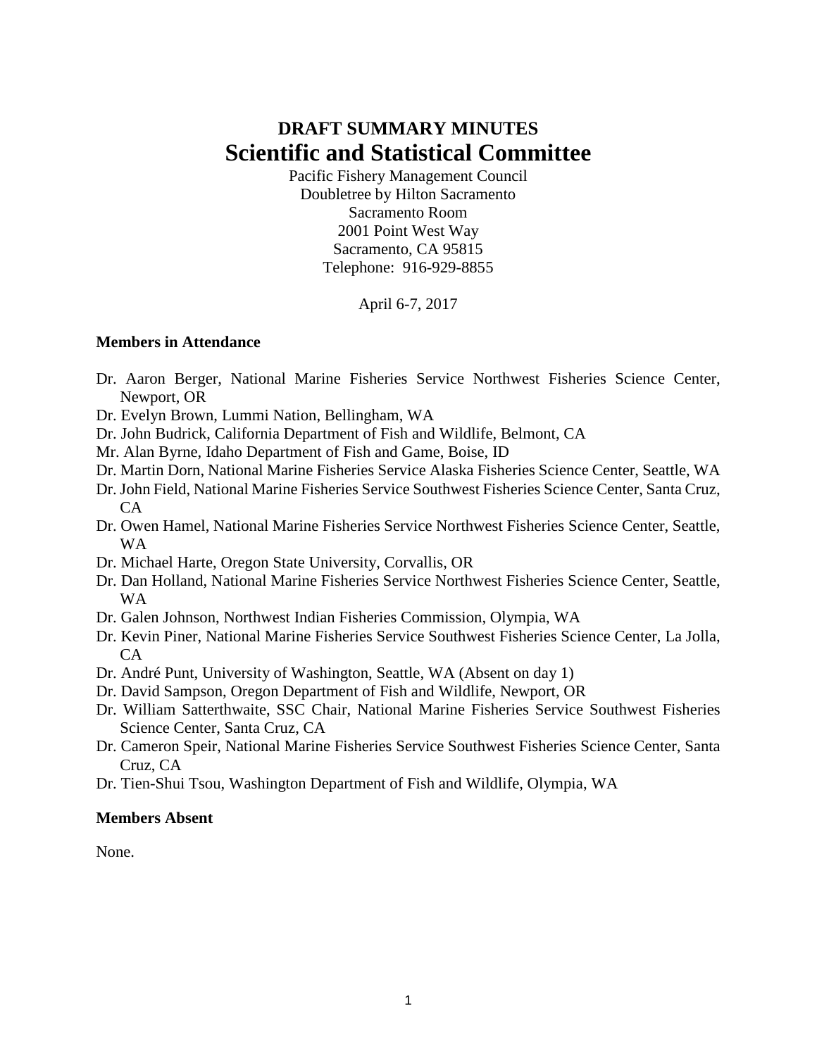# DRAFT SUMMARY MINUTES
# Scientific and Statistical Committee

Pacific Fishery Management Council
Doubletree by Hilton Sacramento
Sacramento Room
2001 Point West Way
Sacramento, CA 95815
Telephone: 916-929-8855

April 6-7, 2017

**Members in Attendance**

- Dr. Aaron Berger, National Marine Fisheries Service Northwest Fisheries Science Center, Newport, OR
- Dr. Evelyn Brown, Lummi Nation, Bellingham, WA
- Dr. John Budrick, California Department of Fish and Wildlife, Belmont, CA
- Mr. Alan Byrne, Idaho Department of Fish and Game, Boise, ID
- Dr. Martin Dorn, National Marine Fisheries Service Alaska Fisheries Science Center, Seattle, WA
- Dr. John Field, National Marine Fisheries Service Southwest Fisheries Science Center, Santa Cruz, CA
- Dr. Owen Hamel, National Marine Fisheries Service Northwest Fisheries Science Center, Seattle, WA
- Dr. Michael Harte, Oregon State University, Corvallis, OR
- Dr. Dan Holland, National Marine Fisheries Service Northwest Fisheries Science Center, Seattle, WA
- Dr. Galen Johnson, Northwest Indian Fisheries Commission, Olympia, WA
- Dr. Kevin Piner, National Marine Fisheries Service Southwest Fisheries Science Center, La Jolla, CA
- Dr. André Punt, University of Washington, Seattle, WA (Absent on day 1)
- Dr. David Sampson, Oregon Department of Fish and Wildlife, Newport, OR
- Dr. William Satterthwaite, SSC Chair, National Marine Fisheries Service Southwest Fisheries Science Center, Santa Cruz, CA
- Dr. Cameron Speir, National Marine Fisheries Service Southwest Fisheries Science Center, Santa Cruz, CA
- Dr. Tien-Shui Tsou, Washington Department of Fish and Wildlife, Olympia, WA

**Members Absent**

None.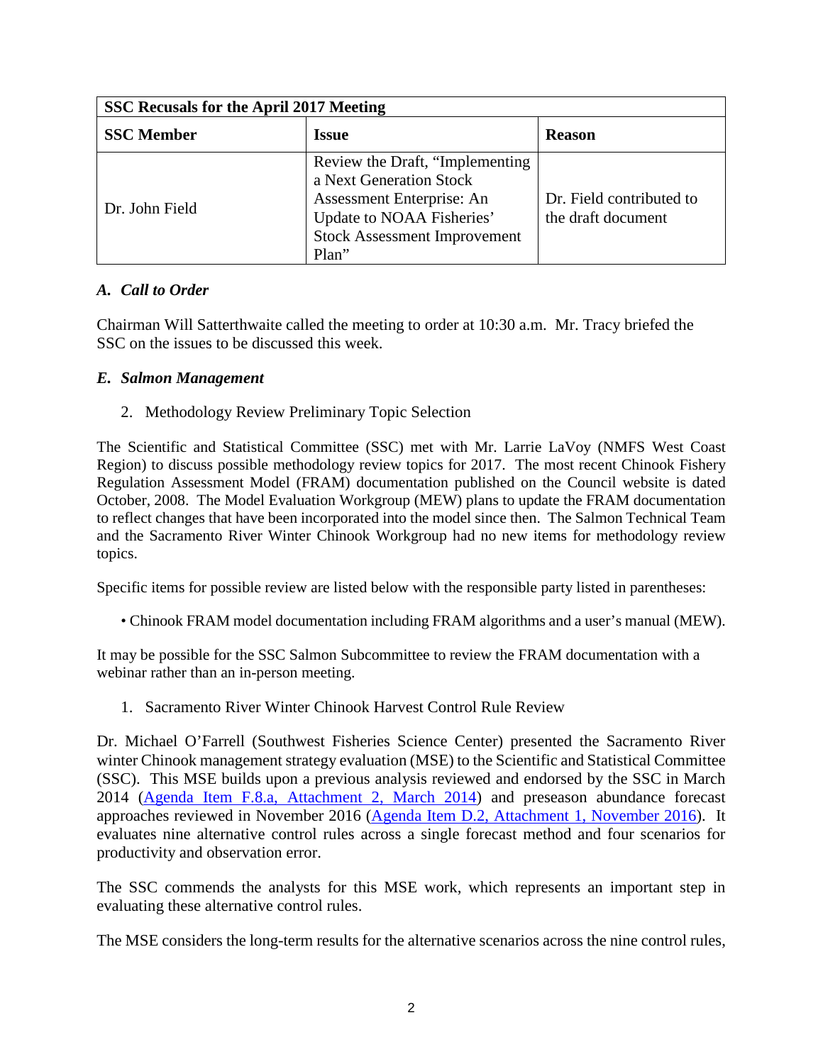| SSC Recusals for the April 2017 Meeting | | |
|---|---|---|
| **SSC Member** | **Issue** | **Reason** |
| Dr. John Field | Review the Draft, "Implementing a Next Generation Stock Assessment Enterprise: An Update to NOAA Fisheries' Stock Assessment Improvement Plan" | Dr. Field contributed to the draft document |

### *A. Call to Order*

Chairman Will Satterthwaite called the meeting to order at 10:30 a.m. Mr. Tracy briefed the SSC on the issues to be discussed this week.

### *E. Salmon Management*

2. Methodology Review Preliminary Topic Selection

The Scientific and Statistical Committee (SSC) met with Mr. Larrie LaVoy (NMFS West Coast Region) to discuss possible methodology review topics for 2017. The most recent Chinook Fishery Regulation Assessment Model (FRAM) documentation published on the Council website is dated October, 2008. The Model Evaluation Workgroup (MEW) plans to update the FRAM documentation to reflect changes that have been incorporated into the model since then. The Salmon Technical Team and the Sacramento River Winter Chinook Workgroup had no new items for methodology review topics.

Specific items for possible review are listed below with the responsible party listed in parentheses:

- Chinook FRAM model documentation including FRAM algorithms and a user's manual (MEW).

It may be possible for the SSC Salmon Subcommittee to review the FRAM documentation with a webinar rather than an in-person meeting.

1. Sacramento River Winter Chinook Harvest Control Rule Review

Dr. Michael O'Farrell (Southwest Fisheries Science Center) presented the Sacramento River winter Chinook management strategy evaluation (MSE) to the Scientific and Statistical Committee (SSC). This MSE builds upon a previous analysis reviewed and endorsed by the SSC in March 2014 (Agenda Item F.8.a, Attachment 2, March 2014) and preseason abundance forecast approaches reviewed in November 2016 (Agenda Item D.2, Attachment 1, November 2016). It evaluates nine alternative control rules across a single forecast method and four scenarios for productivity and observation error.

The SSC commends the analysts for this MSE work, which represents an important step in evaluating these alternative control rules.

The MSE considers the long-term results for the alternative scenarios across the nine control rules,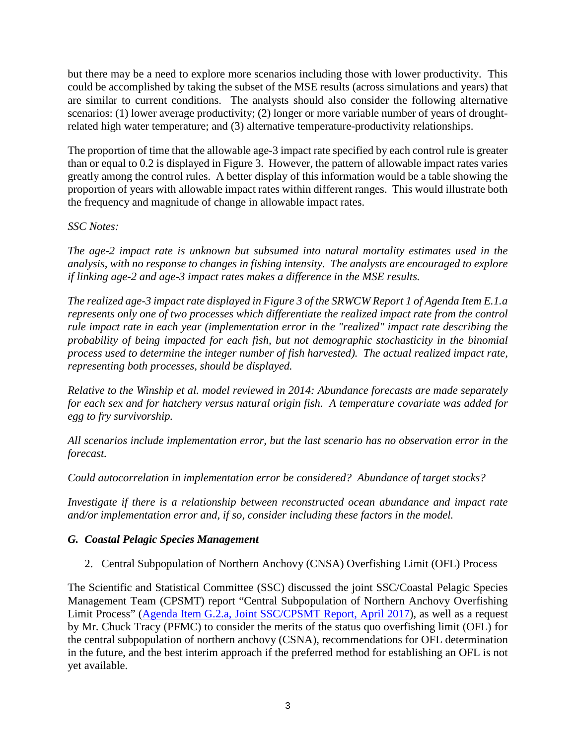but there may be a need to explore more scenarios including those with lower productivity. This could be accomplished by taking the subset of the MSE results (across simulations and years) that are similar to current conditions. The analysts should also consider the following alternative scenarios: (1) lower average productivity; (2) longer or more variable number of years of drought-related high water temperature; and (3) alternative temperature-productivity relationships.

The proportion of time that the allowable age-3 impact rate specified by each control rule is greater than or equal to 0.2 is displayed in Figure 3. However, the pattern of allowable impact rates varies greatly among the control rules. A better display of this information would be a table showing the proportion of years with allowable impact rates within different ranges. This would illustrate both the frequency and magnitude of change in allowable impact rates.

*SSC Notes:*

*The age-2 impact rate is unknown but subsumed into natural mortality estimates used in the analysis, with no response to changes in fishing intensity. The analysts are encouraged to explore if linking age-2 and age-3 impact rates makes a difference in the MSE results.*

*The realized age-3 impact rate displayed in Figure 3 of the SRWCW Report 1 of Agenda Item E.1.a represents only one of two processes which differentiate the realized impact rate from the control rule impact rate in each year (implementation error in the "realized" impact rate describing the probability of being impacted for each fish, but not demographic stochasticity in the binomial process used to determine the integer number of fish harvested). The actual realized impact rate, representing both processes, should be displayed.*

*Relative to the Winship et al. model reviewed in 2014: Abundance forecasts are made separately for each sex and for hatchery versus natural origin fish. A temperature covariate was added for egg to fry survivorship.*

*All scenarios include implementation error, but the last scenario has no observation error in the forecast.*

*Could autocorrelation in implementation error be considered? Abundance of target stocks?*

*Investigate if there is a relationship between reconstructed ocean abundance and impact rate and/or implementation error and, if so, consider including these factors in the model.*

### ***G. Coastal Pelagic Species Management***

2. Central Subpopulation of Northern Anchovy (CNSA) Overfishing Limit (OFL) Process

The Scientific and Statistical Committee (SSC) discussed the joint SSC/Coastal Pelagic Species Management Team (CPSMT) report "Central Subpopulation of Northern Anchovy Overfishing Limit Process" (Agenda Item G.2.a, Joint SSC/CPSMT Report, April 2017), as well as a request by Mr. Chuck Tracy (PFMC) to consider the merits of the status quo overfishing limit (OFL) for the central subpopulation of northern anchovy (CSNA), recommendations for OFL determination in the future, and the best interim approach if the preferred method for establishing an OFL is not yet available.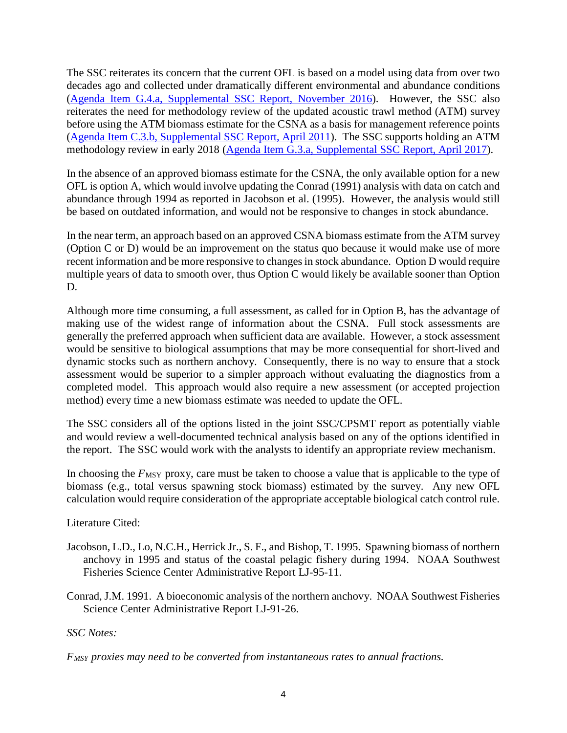The SSC reiterates its concern that the current OFL is based on a model using data from over two decades ago and collected under dramatically different environmental and abundance conditions (Agenda Item G.4.a, Supplemental SSC Report, November 2016). However, the SSC also reiterates the need for methodology review of the updated acoustic trawl method (ATM) survey before using the ATM biomass estimate for the CSNA as a basis for management reference points (Agenda Item C.3.b, Supplemental SSC Report, April 2011). The SSC supports holding an ATM methodology review in early 2018 (Agenda Item G.3.a, Supplemental SSC Report, April 2017).

In the absence of an approved biomass estimate for the CSNA, the only available option for a new OFL is option A, which would involve updating the Conrad (1991) analysis with data on catch and abundance through 1994 as reported in Jacobson et al. (1995). However, the analysis would still be based on outdated information, and would not be responsive to changes in stock abundance.

In the near term, an approach based on an approved CSNA biomass estimate from the ATM survey (Option C or D) would be an improvement on the status quo because it would make use of more recent information and be more responsive to changes in stock abundance. Option D would require multiple years of data to smooth over, thus Option C would likely be available sooner than Option D.

Although more time consuming, a full assessment, as called for in Option B, has the advantage of making use of the widest range of information about the CSNA. Full stock assessments are generally the preferred approach when sufficient data are available. However, a stock assessment would be sensitive to biological assumptions that may be more consequential for short-lived and dynamic stocks such as northern anchovy. Consequently, there is no way to ensure that a stock assessment would be superior to a simpler approach without evaluating the diagnostics from a completed model. This approach would also require a new assessment (or accepted projection method) every time a new biomass estimate was needed to update the OFL.

The SSC considers all of the options listed in the joint SSC/CPSMT report as potentially viable and would review a well-documented technical analysis based on any of the options identified in the report. The SSC would work with the analysts to identify an appropriate review mechanism.

In choosing the $F_{MSY}$ proxy, care must be taken to choose a value that is applicable to the type of biomass (e.g., total versus spawning stock biomass) estimated by the survey. Any new OFL calculation would require consideration of the appropriate acceptable biological catch control rule.

Literature Cited:

Jacobson, L.D., Lo, N.C.H., Herrick Jr., S. F., and Bishop, T. 1995. Spawning biomass of northern anchovy in 1995 and status of the coastal pelagic fishery during 1994. NOAA Southwest Fisheries Science Center Administrative Report LJ-95-11.

Conrad, J.M. 1991. A bioeconomic analysis of the northern anchovy. NOAA Southwest Fisheries Science Center Administrative Report LJ-91-26.

*SSC Notes:*

*$F_{MSY}$ proxies may need to be converted from instantaneous rates to annual fractions.*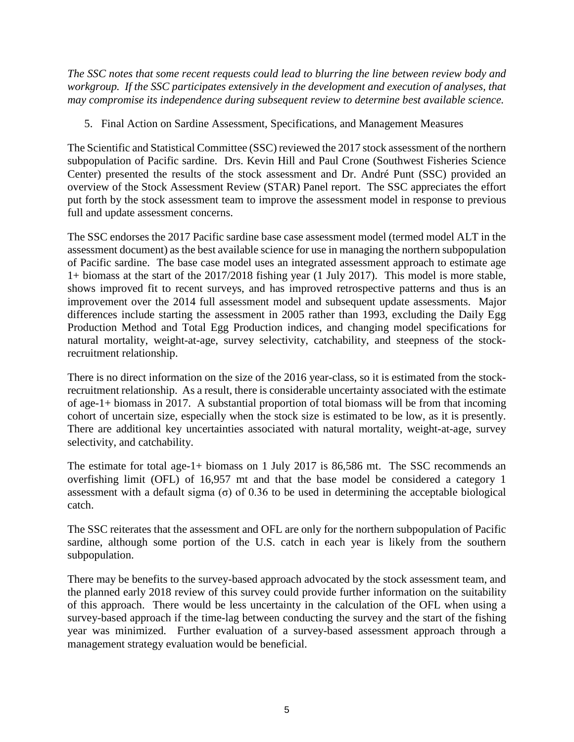*The SSC notes that some recent requests could lead to blurring the line between review body and workgroup. If the SSC participates extensively in the development and execution of analyses, that may compromise its independence during subsequent review to determine best available science.*

5. Final Action on Sardine Assessment, Specifications, and Management Measures

The Scientific and Statistical Committee (SSC) reviewed the 2017 stock assessment of the northern subpopulation of Pacific sardine. Drs. Kevin Hill and Paul Crone (Southwest Fisheries Science Center) presented the results of the stock assessment and Dr. André Punt (SSC) provided an overview of the Stock Assessment Review (STAR) Panel report. The SSC appreciates the effort put forth by the stock assessment team to improve the assessment model in response to previous full and update assessment concerns.

The SSC endorses the 2017 Pacific sardine base case assessment model (termed model ALT in the assessment document) as the best available science for use in managing the northern subpopulation of Pacific sardine. The base case model uses an integrated assessment approach to estimate age 1+ biomass at the start of the 2017/2018 fishing year (1 July 2017). This model is more stable, shows improved fit to recent surveys, and has improved retrospective patterns and thus is an improvement over the 2014 full assessment model and subsequent update assessments. Major differences include starting the assessment in 2005 rather than 1993, excluding the Daily Egg Production Method and Total Egg Production indices, and changing model specifications for natural mortality, weight-at-age, survey selectivity, catchability, and steepness of the stock-recruitment relationship.

There is no direct information on the size of the 2016 year-class, so it is estimated from the stock-recruitment relationship. As a result, there is considerable uncertainty associated with the estimate of age-1+ biomass in 2017. A substantial proportion of total biomass will be from that incoming cohort of uncertain size, especially when the stock size is estimated to be low, as it is presently. There are additional key uncertainties associated with natural mortality, weight-at-age, survey selectivity, and catchability.

The estimate for total age-1+ biomass on 1 July 2017 is 86,586 mt. The SSC recommends an overfishing limit (OFL) of 16,957 mt and that the base model be considered a category 1 assessment with a default sigma ($\sigma$) of 0.36 to be used in determining the acceptable biological catch.

The SSC reiterates that the assessment and OFL are only for the northern subpopulation of Pacific sardine, although some portion of the U.S. catch in each year is likely from the southern subpopulation.

There may be benefits to the survey-based approach advocated by the stock assessment team, and the planned early 2018 review of this survey could provide further information on the suitability of this approach. There would be less uncertainty in the calculation of the OFL when using a survey-based approach if the time-lag between conducting the survey and the start of the fishing year was minimized. Further evaluation of a survey-based assessment approach through a management strategy evaluation would be beneficial.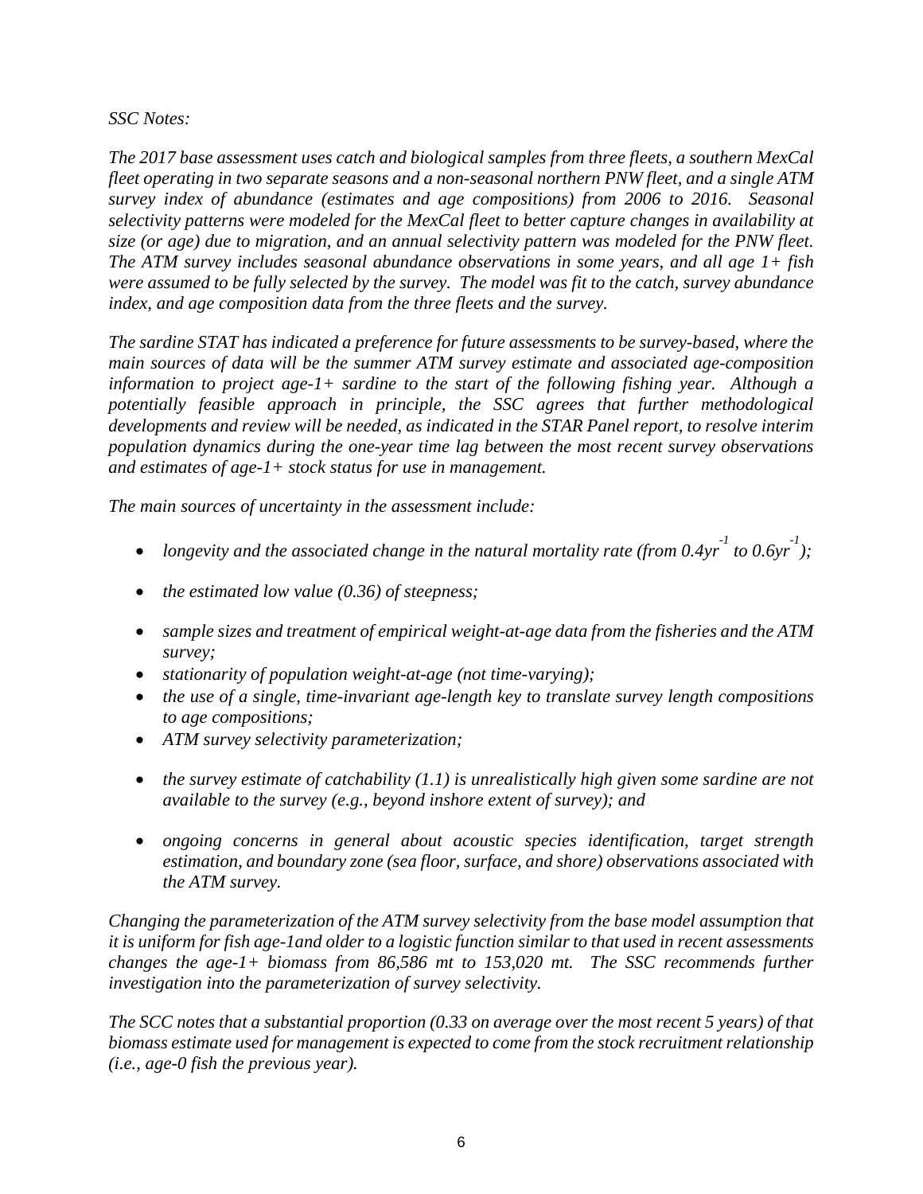*SSC Notes:*

*The 2017 base assessment uses catch and biological samples from three fleets, a southern MexCal fleet operating in two separate seasons and a non-seasonal northern PNW fleet, and a single ATM survey index of abundance (estimates and age compositions) from 2006 to 2016. Seasonal selectivity patterns were modeled for the MexCal fleet to better capture changes in availability at size (or age) due to migration, and an annual selectivity pattern was modeled for the PNW fleet. The ATM survey includes seasonal abundance observations in some years, and all age 1+ fish were assumed to be fully selected by the survey. The model was fit to the catch, survey abundance index, and age composition data from the three fleets and the survey.*

*The sardine STAT has indicated a preference for future assessments to be survey-based, where the main sources of data will be the summer ATM survey estimate and associated age-composition information to project age-1+ sardine to the start of the following fishing year. Although a potentially feasible approach in principle, the SSC agrees that further methodological developments and review will be needed, as indicated in the STAR Panel report, to resolve interim population dynamics during the one-year time lag between the most recent survey observations and estimates of age-1+ stock status for use in management.*

*The main sources of uncertainty in the assessment include:*

- *longevity and the associated change in the natural mortality rate (from 0.4yr$^{-1}$ to 0.6yr$^{-1}$);*
- *the estimated low value (0.36) of steepness;*
- *sample sizes and treatment of empirical weight-at-age data from the fisheries and the ATM survey;*
- *stationarity of population weight-at-age (not time-varying);*
- *the use of a single, time-invariant age-length key to translate survey length compositions to age compositions;*
- *ATM survey selectivity parameterization;*
- *the survey estimate of catchability (1.1) is unrealistically high given some sardine are not available to the survey (e.g., beyond inshore extent of survey); and*
- *ongoing concerns in general about acoustic species identification, target strength estimation, and boundary zone (sea floor, surface, and shore) observations associated with the ATM survey.*

*Changing the parameterization of the ATM survey selectivity from the base model assumption that it is uniform for fish age-1and older to a logistic function similar to that used in recent assessments changes the age-1+ biomass from 86,586 mt to 153,020 mt. The SSC recommends further investigation into the parameterization of survey selectivity.*

*The SCC notes that a substantial proportion (0.33 on average over the most recent 5 years) of that biomass estimate used for management is expected to come from the stock recruitment relationship (i.e., age-0 fish the previous year).*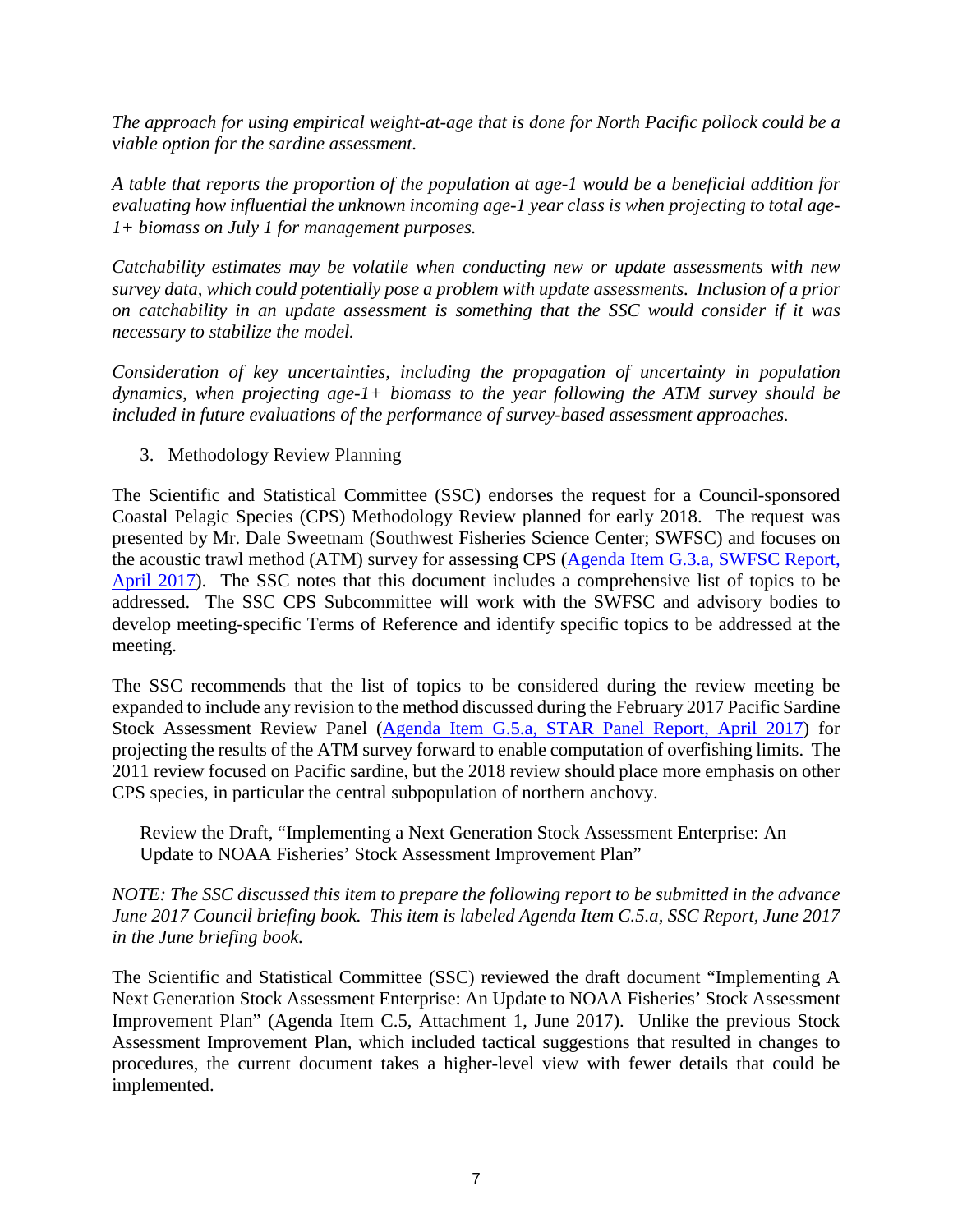*The approach for using empirical weight-at-age that is done for North Pacific pollock could be a viable option for the sardine assessment.*

*A table that reports the proportion of the population at age-1 would be a beneficial addition for evaluating how influential the unknown incoming age-1 year class is when projecting to total age-1+ biomass on July 1 for management purposes.*

*Catchability estimates may be volatile when conducting new or update assessments with new survey data, which could potentially pose a problem with update assessments. Inclusion of a prior on catchability in an update assessment is something that the SSC would consider if it was necessary to stabilize the model.*

*Consideration of key uncertainties, including the propagation of uncertainty in population dynamics, when projecting age-1+ biomass to the year following the ATM survey should be included in future evaluations of the performance of survey-based assessment approaches.*

3. Methodology Review Planning

The Scientific and Statistical Committee (SSC) endorses the request for a Council-sponsored Coastal Pelagic Species (CPS) Methodology Review planned for early 2018. The request was presented by Mr. Dale Sweetnam (Southwest Fisheries Science Center; SWFSC) and focuses on the acoustic trawl method (ATM) survey for assessing CPS (Agenda Item G.3.a, SWFSC Report, April 2017). The SSC notes that this document includes a comprehensive list of topics to be addressed. The SSC CPS Subcommittee will work with the SWFSC and advisory bodies to develop meeting-specific Terms of Reference and identify specific topics to be addressed at the meeting.

The SSC recommends that the list of topics to be considered during the review meeting be expanded to include any revision to the method discussed during the February 2017 Pacific Sardine Stock Assessment Review Panel (Agenda Item G.5.a, STAR Panel Report, April 2017) for projecting the results of the ATM survey forward to enable computation of overfishing limits. The 2011 review focused on Pacific sardine, but the 2018 review should place more emphasis on other CPS species, in particular the central subpopulation of northern anchovy.

Review the Draft, "Implementing a Next Generation Stock Assessment Enterprise: An Update to NOAA Fisheries' Stock Assessment Improvement Plan"

*NOTE: The SSC discussed this item to prepare the following report to be submitted in the advance June 2017 Council briefing book. This item is labeled Agenda Item C.5.a, SSC Report, June 2017 in the June briefing book.*

The Scientific and Statistical Committee (SSC) reviewed the draft document "Implementing A Next Generation Stock Assessment Enterprise: An Update to NOAA Fisheries' Stock Assessment Improvement Plan" (Agenda Item C.5, Attachment 1, June 2017). Unlike the previous Stock Assessment Improvement Plan, which included tactical suggestions that resulted in changes to procedures, the current document takes a higher-level view with fewer details that could be implemented.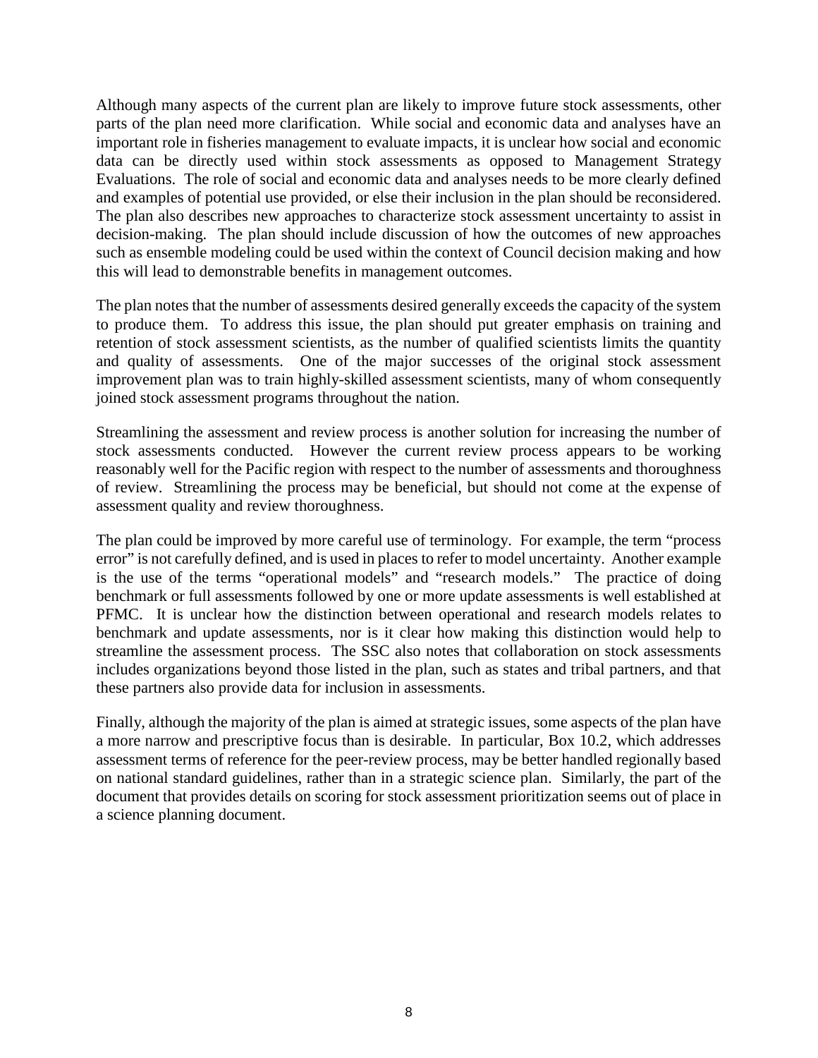Although many aspects of the current plan are likely to improve future stock assessments, other parts of the plan need more clarification. While social and economic data and analyses have an important role in fisheries management to evaluate impacts, it is unclear how social and economic data can be directly used within stock assessments as opposed to Management Strategy Evaluations. The role of social and economic data and analyses needs to be more clearly defined and examples of potential use provided, or else their inclusion in the plan should be reconsidered. The plan also describes new approaches to characterize stock assessment uncertainty to assist in decision-making. The plan should include discussion of how the outcomes of new approaches such as ensemble modeling could be used within the context of Council decision making and how this will lead to demonstrable benefits in management outcomes.

The plan notes that the number of assessments desired generally exceeds the capacity of the system to produce them. To address this issue, the plan should put greater emphasis on training and retention of stock assessment scientists, as the number of qualified scientists limits the quantity and quality of assessments. One of the major successes of the original stock assessment improvement plan was to train highly-skilled assessment scientists, many of whom consequently joined stock assessment programs throughout the nation.

Streamlining the assessment and review process is another solution for increasing the number of stock assessments conducted. However the current review process appears to be working reasonably well for the Pacific region with respect to the number of assessments and thoroughness of review. Streamlining the process may be beneficial, but should not come at the expense of assessment quality and review thoroughness.

The plan could be improved by more careful use of terminology. For example, the term "process error" is not carefully defined, and is used in places to refer to model uncertainty. Another example is the use of the terms "operational models" and "research models." The practice of doing benchmark or full assessments followed by one or more update assessments is well established at PFMC. It is unclear how the distinction between operational and research models relates to benchmark and update assessments, nor is it clear how making this distinction would help to streamline the assessment process. The SSC also notes that collaboration on stock assessments includes organizations beyond those listed in the plan, such as states and tribal partners, and that these partners also provide data for inclusion in assessments.

Finally, although the majority of the plan is aimed at strategic issues, some aspects of the plan have a more narrow and prescriptive focus than is desirable. In particular, Box 10.2, which addresses assessment terms of reference for the peer-review process, may be better handled regionally based on national standard guidelines, rather than in a strategic science plan. Similarly, the part of the document that provides details on scoring for stock assessment prioritization seems out of place in a science planning document.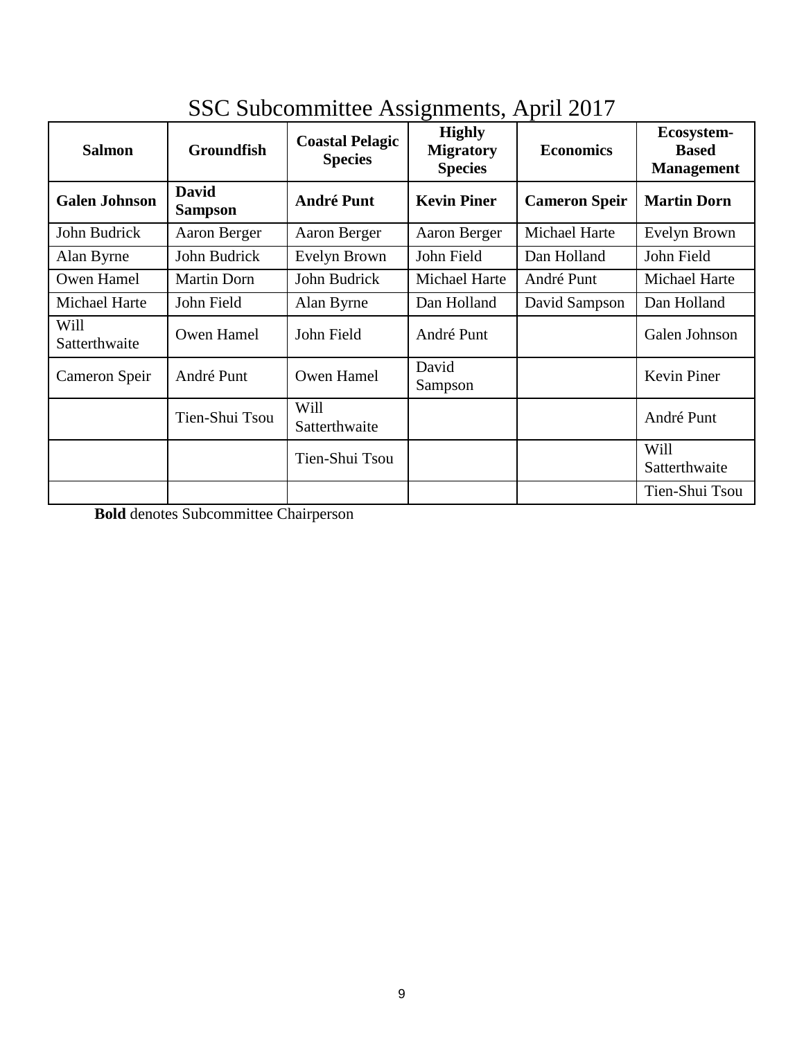# SSC Subcommittee Assignments, April 2017

| Salmon | Groundfish | Coastal Pelagic Species | Highly Migratory Species | Economics | Ecosystem-Based Management |
|---|---|---|---|---|---|
| **Galen Johnson** | **David Sampson** | **André Punt** | **Kevin Piner** | **Cameron Speir** | **Martin Dorn** |
| John Budrick | Aaron Berger | Aaron Berger | Aaron Berger | Michael Harte | Evelyn Brown |
| Alan Byrne | John Budrick | Evelyn Brown | John Field | Dan Holland | John Field |
| Owen Hamel | Martin Dorn | John Budrick | Michael Harte | André Punt | Michael Harte |
| Michael Harte | John Field | Alan Byrne | Dan Holland | David Sampson | Dan Holland |
| Will Satterthwaite | Owen Hamel | John Field | André Punt | | Galen Johnson |
| Cameron Speir | André Punt | Owen Hamel | David Sampson | | Kevin Piner |
| | Tien-Shui Tsou | Will Satterthwaite | | | André Punt |
| | | Tien-Shui Tsou | | | Will Satterthwaite |
| | | | | | Tien-Shui Tsou |

**Bold** denotes Subcommittee Chairperson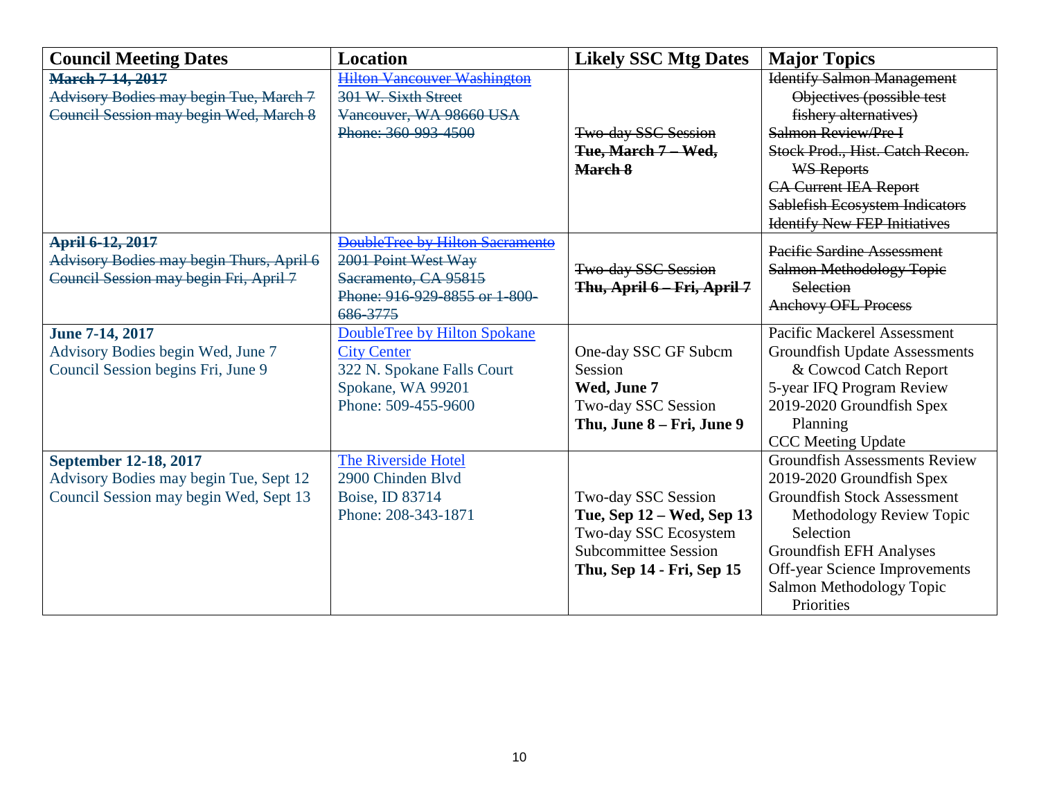| Council Meeting Dates | Location | Likely SSC Mtg Dates | Major Topics |
|---|---|---|---|
| ~~**March 7-14, 2017**~~<br>~~Advisory Bodies may begin Tue, March 7~~<br>~~Council Session may begin Wed, March 8~~ | ~~Hilton Vancouver Washington~~<br>~~301 W. Sixth Street~~<br>~~Vancouver, WA 98660 USA~~<br>~~Phone: 360-993-4500~~ | ~~Two-day SSC Session~~<br>~~**Tue, March 7 – Wed, March 8**~~ | ~~Identify Salmon Management Objectives (possible test fishery alternatives)~~<br>~~Salmon Review/Pre I~~<br>~~Stock Prod., Hist. Catch Recon. WS Reports~~<br>~~CA Current IEA Report~~<br>~~Sablefish Ecosystem Indicators~~<br>~~Identify New FEP Initiatives~~ |
| ~~**April 6-12, 2017**~~<br>~~Advisory Bodies may begin Thurs, April 6~~<br>~~Council Session may begin Fri, April 7~~ | ~~DoubleTree by Hilton Sacramento~~<br>~~2001 Point West Way~~<br>~~Sacramento, CA 95815~~<br>~~Phone: 916-929-8855 or 1-800-686-3775~~ | ~~Two-day SSC Session~~<br>~~**Thu, April 6 – Fri, April 7**~~ | ~~Pacific Sardine Assessment~~<br>~~Salmon Methodology Topic Selection~~<br>~~Anchovy OFL Process~~ |
| **June 7-14, 2017**<br>Advisory Bodies begin Wed, June 7<br>Council Session begins Fri, June 9 | DoubleTree by Hilton Spokane City Center<br>322 N. Spokane Falls Court<br>Spokane, WA 99201<br>Phone: 509-455-9600 | One-day SSC GF Subcm Session<br>**Wed, June 7**<br>Two-day SSC Session<br>**Thu, June 8 – Fri, June 9** | Pacific Mackerel Assessment<br>Groundfish Update Assessments & Cowcod Catch Report<br>5-year IFQ Program Review<br>2019-2020 Groundfish Spex Planning<br>CCC Meeting Update |
| **September 12-18, 2017**<br>Advisory Bodies may begin Tue, Sept 12<br>Council Session may begin Wed, Sept 13 | The Riverside Hotel<br>2900 Chinden Blvd<br>Boise, ID 83714<br>Phone: 208-343-1871 | Two-day SSC Session<br>**Tue, Sep 12 – Wed, Sep 13**<br>Two-day SSC Ecosystem Subcommittee Session<br>**Thu, Sep 14 - Fri, Sep 15** | Groundfish Assessments Review<br>2019-2020 Groundfish Spex<br>Groundfish Stock Assessment Methodology Review Topic Selection<br>Groundfish EFH Analyses<br>Off-year Science Improvements<br>Salmon Methodology Topic Priorities |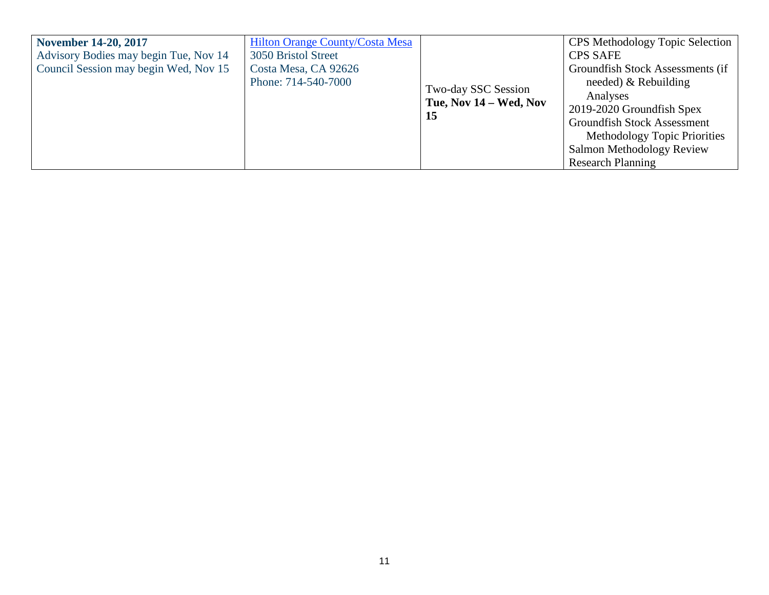| | | | |
|---|---|---|---|
| **November 14-20, 2017**<br>Advisory Bodies may begin Tue, Nov 14<br>Council Session may begin Wed, Nov 15 | Hilton Orange County/Costa Mesa<br>3050 Bristol Street<br>Costa Mesa, CA 92626<br>Phone: 714-540-7000 | Two-day SSC Session<br>**Tue, Nov 14 – Wed, Nov 15** | CPS Methodology Topic Selection<br>CPS SAFE<br>Groundfish Stock Assessments (if needed) & Rebuilding Analyses<br>2019-2020 Groundfish Spex<br>Groundfish Stock Assessment Methodology Topic Priorities<br>Salmon Methodology Review<br>Research Planning |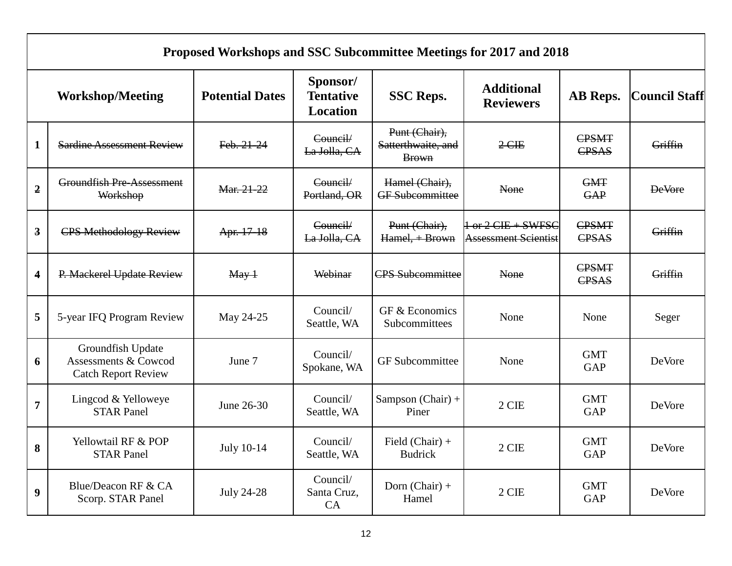| Proposed Workshops and SSC Subcommittee Meetings for 2017 and 2018 | | | | | | | |
|---|---|---|---|---|---|---|---|
| Workshop/Meeting | | Potential Dates | Sponsor/ Tentative Location | SSC Reps. | Additional Reviewers | AB Reps. | Council Staff |
| 1 | ~~Sardine Assessment Review~~ | ~~Feb. 21-24~~ | ~~Council/ La Jolla, CA~~ | ~~Punt (Chair), Satterthwaite, and Brown~~ | ~~2 CIE~~ | ~~CPSMT CPSAS~~ | ~~Griffin~~ |
| ~~2~~ | ~~Groundfish Pre-Assessment Workshop~~ | ~~Mar. 21-22~~ | ~~Council/ Portland, OR~~ | ~~Hamel (Chair), GF Subcommittee~~ | ~~None~~ | ~~GMT GAP~~ | ~~DeVore~~ |
| ~~3~~ | ~~CPS Methodology Review~~ | ~~Apr. 17-18~~ | ~~Council/ La Jolla, CA~~ | ~~Punt (Chair), Hamel, + Brown~~ | ~~1 or 2 CIE + SWFSC Assessment Scientist~~ | ~~CPSMT CPSAS~~ | ~~Griffin~~ |
| 4 | ~~P. Mackerel Update Review~~ | ~~May 1~~ | ~~Webinar~~ | ~~CPS Subcommittee~~ | ~~None~~ | ~~CPSMT CPSAS~~ | ~~Griffin~~ |
| 5 | 5-year IFQ Program Review | May 24-25 | Council/ Seattle, WA | GF & Economics Subcommittees | None | None | Seger |
| 6 | Groundfish Update Assessments & Cowcod Catch Report Review | June 7 | Council/ Spokane, WA | GF Subcommittee | None | GMT GAP | DeVore |
| 7 | Lingcod & Yelloweye STAR Panel | June 26-30 | Council/ Seattle, WA | Sampson (Chair) + Piner | 2 CIE | GMT GAP | DeVore |
| 8 | Yellowtail RF & POP STAR Panel | July 10-14 | Council/ Seattle, WA | Field (Chair) + Budrick | 2 CIE | GMT GAP | DeVore |
| 9 | Blue/Deacon RF & CA Scorp. STAR Panel | July 24-28 | Council/ Santa Cruz, CA | Dorn (Chair) + Hamel | 2 CIE | GMT GAP | DeVore |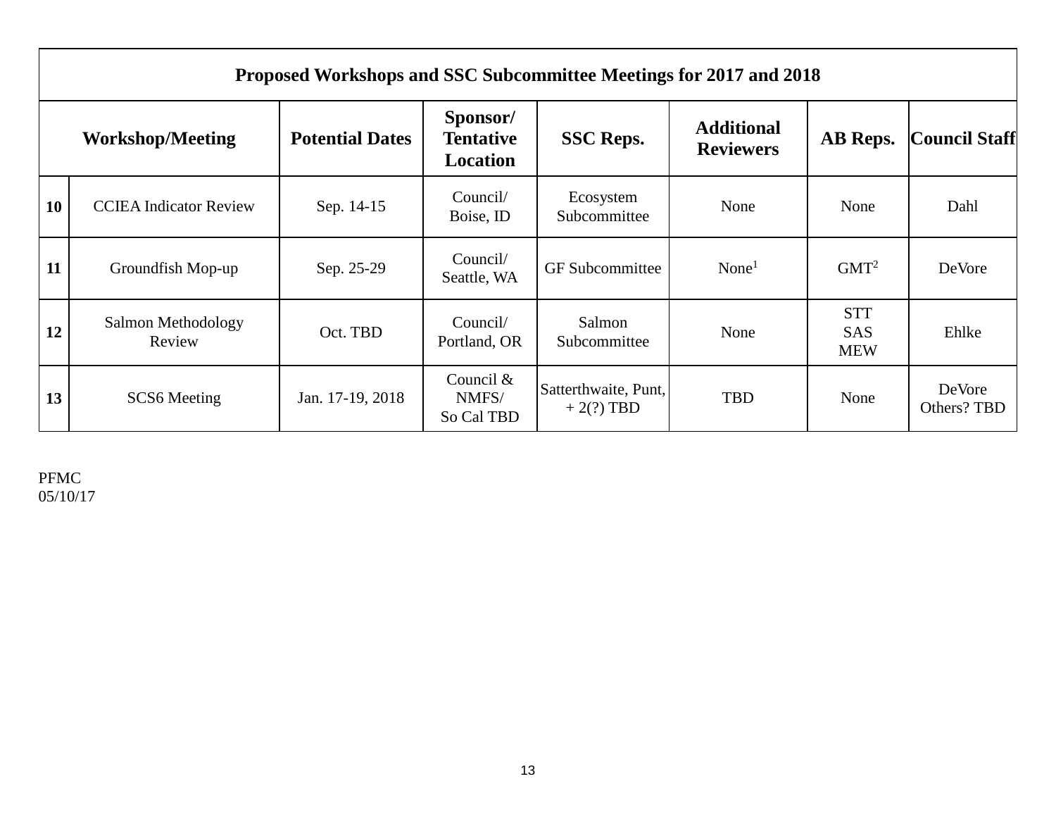| Proposed Workshops and SSC Subcommittee Meetings for 2017 and 2018 | | | | | | | |
|---|---|---|---|---|---|---|---|
| Workshop/Meeting | | Potential Dates | Sponsor/ Tentative Location | SSC Reps. | Additional Reviewers | AB Reps. | Council Staff |
| **10** | CCIEA Indicator Review | Sep. 14-15 | Council/ Boise, ID | Ecosystem Subcommittee | None | None | Dahl |
| **11** | Groundfish Mop-up | Sep. 25-29 | Council/ Seattle, WA | GF Subcommittee | None[1] | GMT[2] | DeVore |
| **12** | Salmon Methodology Review | Oct. TBD | Council/ Portland, OR | Salmon Subcommittee | None | STT SAS MEW | Ehlke |
| **13** | SCS6 Meeting | Jan. 17-19, 2018 | Council & NMFS/ So Cal TBD | Satterthwaite, Punt, + 2(?) TBD | TBD | None | DeVore Others? TBD |

PFMC
05/10/17